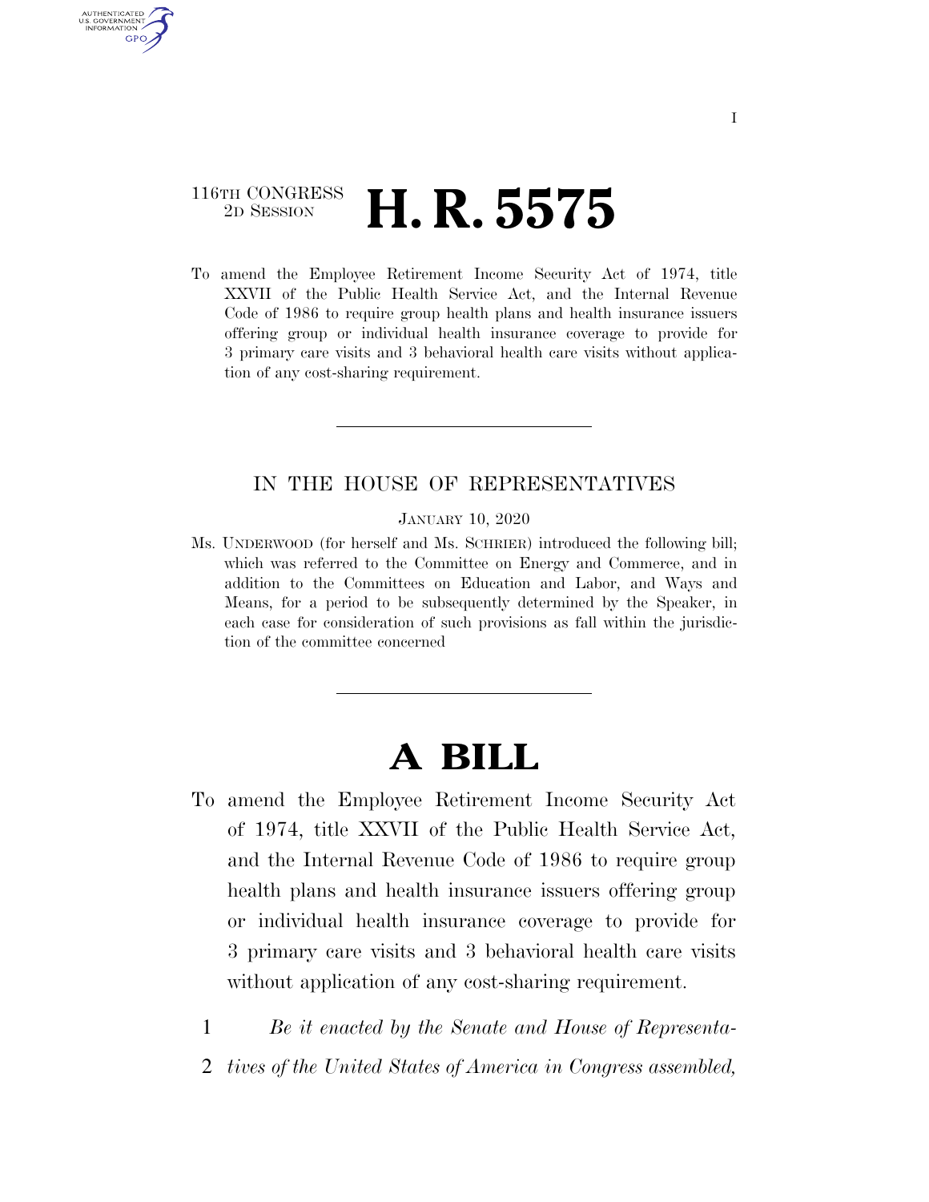I

116TH CONGRESS
2D SESSION

# H. R. 5575

To amend the Employee Retirement Income Security Act of 1974, title XXVII of the Public Health Service Act, and the Internal Revenue Code of 1986 to require group health plans and health insurance issuers offering group or individual health insurance coverage to provide for 3 primary care visits and 3 behavioral health care visits without application of any cost-sharing requirement.

---

IN THE HOUSE OF REPRESENTATIVES

JANUARY 10, 2020

Ms. UNDERWOOD (for herself and Ms. SCHRIER) introduced the following bill; which was referred to the Committee on Energy and Commerce, and in addition to the Committees on Education and Labor, and Ways and Means, for a period to be subsequently determined by the Speaker, in each case for consideration of such provisions as fall within the jurisdiction of the committee concerned

---

# A BILL

To amend the Employee Retirement Income Security Act of 1974, title XXVII of the Public Health Service Act, and the Internal Revenue Code of 1986 to require group health plans and health insurance issuers offering group or individual health insurance coverage to provide for 3 primary care visits and 3 behavioral health care visits without application of any cost-sharing requirement.

1 *Be it enacted by the Senate and House of Representa-*
2 *tives of the United States of America in Congress assembled,*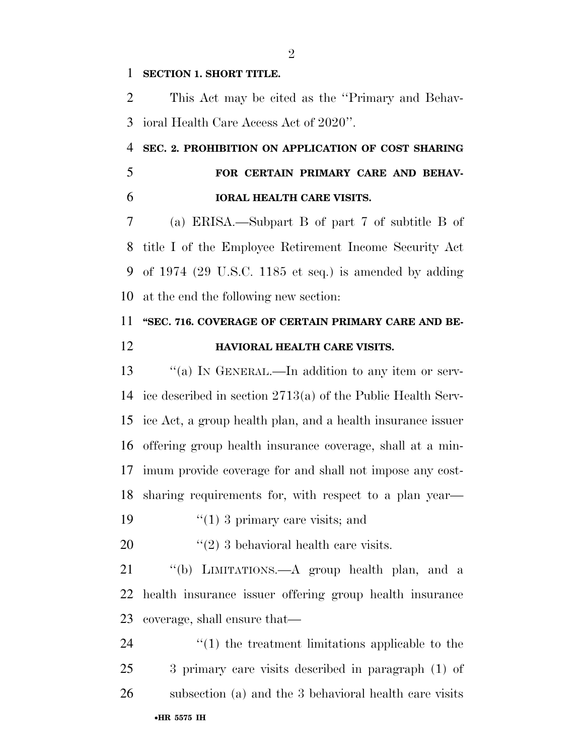**SECTION 1. SHORT TITLE.**

This Act may be cited as the ''Primary and Behavioral Health Care Access Act of 2020''.

**SEC. 2. PROHIBITION ON APPLICATION OF COST SHARING FOR CERTAIN PRIMARY CARE AND BEHAVIORAL HEALTH CARE VISITS.**

(a) ERISA.—Subpart B of part 7 of subtitle B of title I of the Employee Retirement Income Security Act of 1974 (29 U.S.C. 1185 et seq.) is amended by adding at the end the following new section:

**''SEC. 716. COVERAGE OF CERTAIN PRIMARY CARE AND BEHAVIORAL HEALTH CARE VISITS.**

''(a) IN GENERAL.—In addition to any item or service described in section 2713(a) of the Public Health Service Act, a group health plan, and a health insurance issuer offering group health insurance coverage, shall at a minimum provide coverage for and shall not impose any cost-sharing requirements for, with respect to a plan year—

''(1) 3 primary care visits; and

''(2) 3 behavioral health care visits.

''(b) LIMITATIONS.—A group health plan, and a health insurance issuer offering group health insurance coverage, shall ensure that—

''(1) the treatment limitations applicable to the 3 primary care visits described in paragraph (1) of subsection (a) and the 3 behavioral health care visits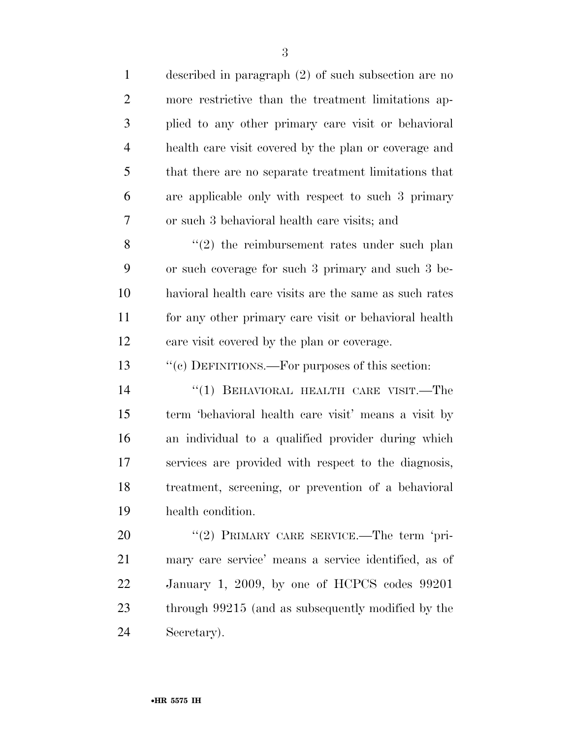described in paragraph (2) of such subsection are no more restrictive than the treatment limitations applied to any other primary care visit or behavioral health care visit covered by the plan or coverage and that there are no separate treatment limitations that are applicable only with respect to such 3 primary or such 3 behavioral health care visits; and

"(2) the reimbursement rates under such plan or such coverage for such 3 primary and such 3 behavioral health care visits are the same as such rates for any other primary care visit or behavioral health care visit covered by the plan or coverage.

"(c) DEFINITIONS.—For purposes of this section:

"(1) BEHAVIORAL HEALTH CARE VISIT.—The term 'behavioral health care visit' means a visit by an individual to a qualified provider during which services are provided with respect to the diagnosis, treatment, screening, or prevention of a behavioral health condition.

"(2) PRIMARY CARE SERVICE.—The term 'primary care service' means a service identified, as of January 1, 2009, by one of HCPCS codes 99201 through 99215 (and as subsequently modified by the Secretary).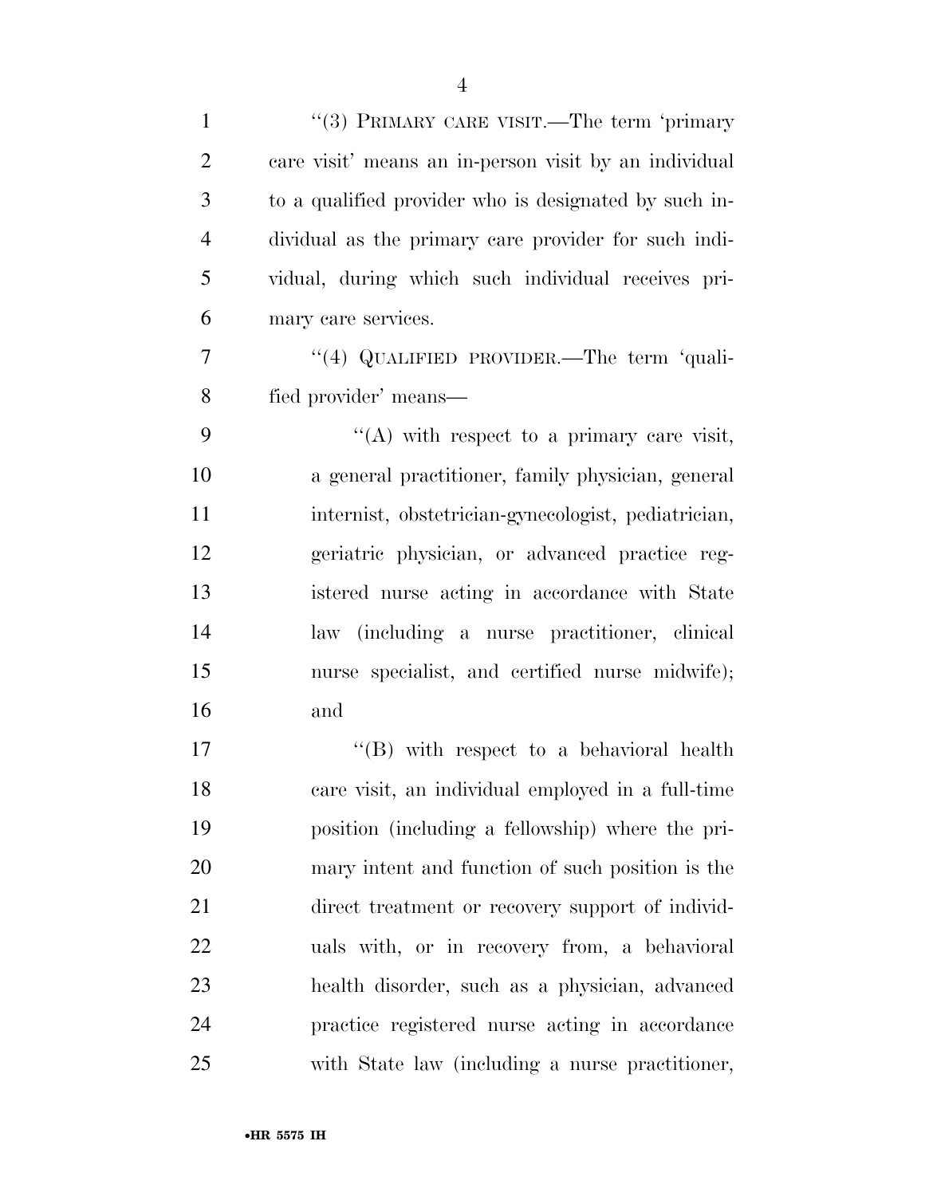"(3) PRIMARY CARE VISIT.—The term 'primary care visit' means an in-person visit by an individual to a qualified provider who is designated by such individual as the primary care provider for such individual, during which such individual receives primary care services.

"(4) QUALIFIED PROVIDER.—The term 'qualified provider' means—

"(A) with respect to a primary care visit, a general practitioner, family physician, general internist, obstetrician-gynecologist, pediatrician, geriatric physician, or advanced practice registered nurse acting in accordance with State law (including a nurse practitioner, clinical nurse specialist, and certified nurse midwife); and

"(B) with respect to a behavioral health care visit, an individual employed in a full-time position (including a fellowship) where the primary intent and function of such position is the direct treatment or recovery support of individuals with, or in recovery from, a behavioral health disorder, such as a physician, advanced practice registered nurse acting in accordance with State law (including a nurse practitioner,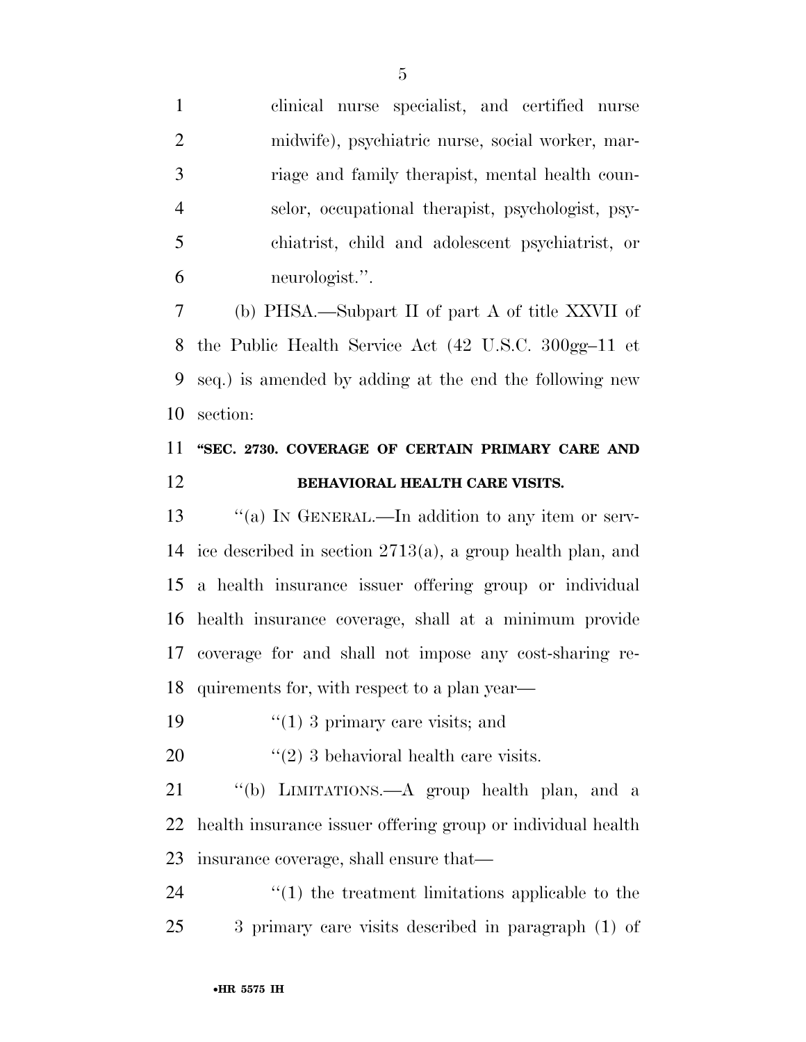clinical nurse specialist, and certified nurse midwife), psychiatric nurse, social worker, marriage and family therapist, mental health counselor, occupational therapist, psychologist, psychiatrist, child and adolescent psychiatrist, or neurologist.''.

(b) PHSA.—Subpart II of part A of title XXVII of the Public Health Service Act (42 U.S.C. 300gg–11 et seq.) is amended by adding at the end the following new section:

**''SEC. 2730. COVERAGE OF CERTAIN PRIMARY CARE AND BEHAVIORAL HEALTH CARE VISITS.**

''(a) IN GENERAL.—In addition to any item or service described in section 2713(a), a group health plan, and a health insurance issuer offering group or individual health insurance coverage, shall at a minimum provide coverage for and shall not impose any cost-sharing requirements for, with respect to a plan year—

''(1) 3 primary care visits; and

''(2) 3 behavioral health care visits.

''(b) LIMITATIONS.—A group health plan, and a health insurance issuer offering group or individual health insurance coverage, shall ensure that—

''(1) the treatment limitations applicable to the 3 primary care visits described in paragraph (1) of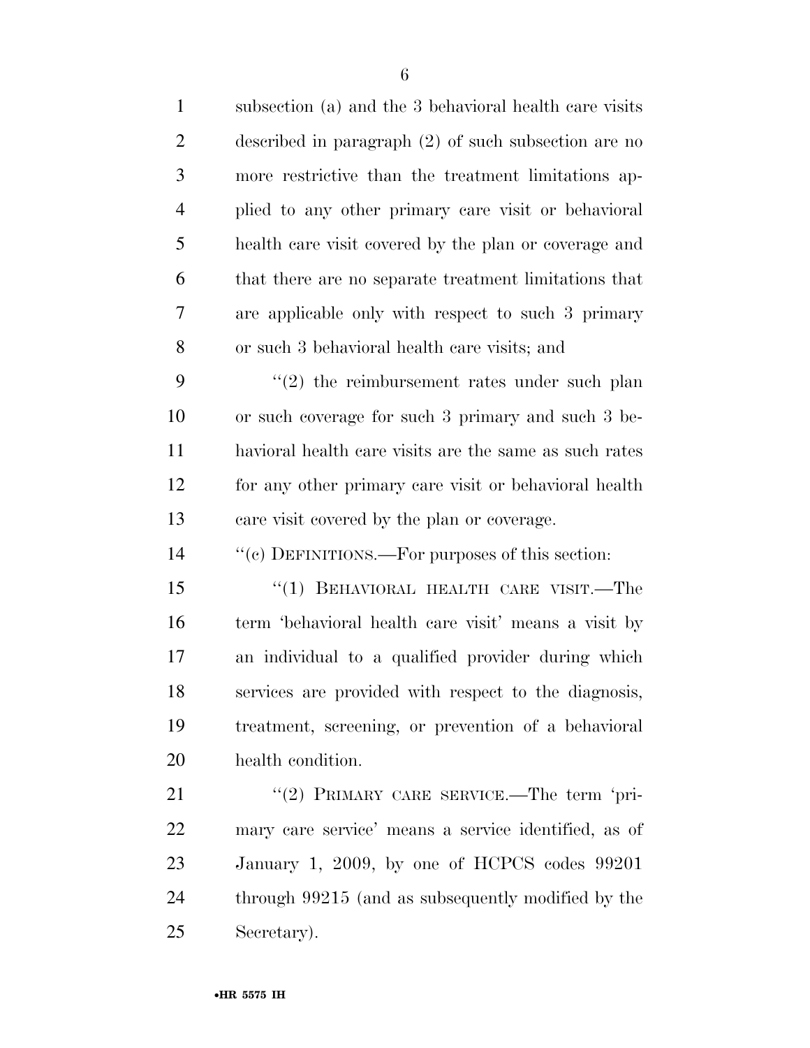subsection (a) and the 3 behavioral health care visits described in paragraph (2) of such subsection are no more restrictive than the treatment limitations applied to any other primary care visit or behavioral health care visit covered by the plan or coverage and that there are no separate treatment limitations that are applicable only with respect to such 3 primary or such 3 behavioral health care visits; and

"(2) the reimbursement rates under such plan or such coverage for such 3 primary and such 3 behavioral health care visits are the same as such rates for any other primary care visit or behavioral health care visit covered by the plan or coverage.

"(c) DEFINITIONS.—For purposes of this section:

"(1) BEHAVIORAL HEALTH CARE VISIT.—The term 'behavioral health care visit' means a visit by an individual to a qualified provider during which services are provided with respect to the diagnosis, treatment, screening, or prevention of a behavioral health condition.

"(2) PRIMARY CARE SERVICE.—The term 'primary care service' means a service identified, as of January 1, 2009, by one of HCPCS codes 99201 through 99215 (and as subsequently modified by the Secretary).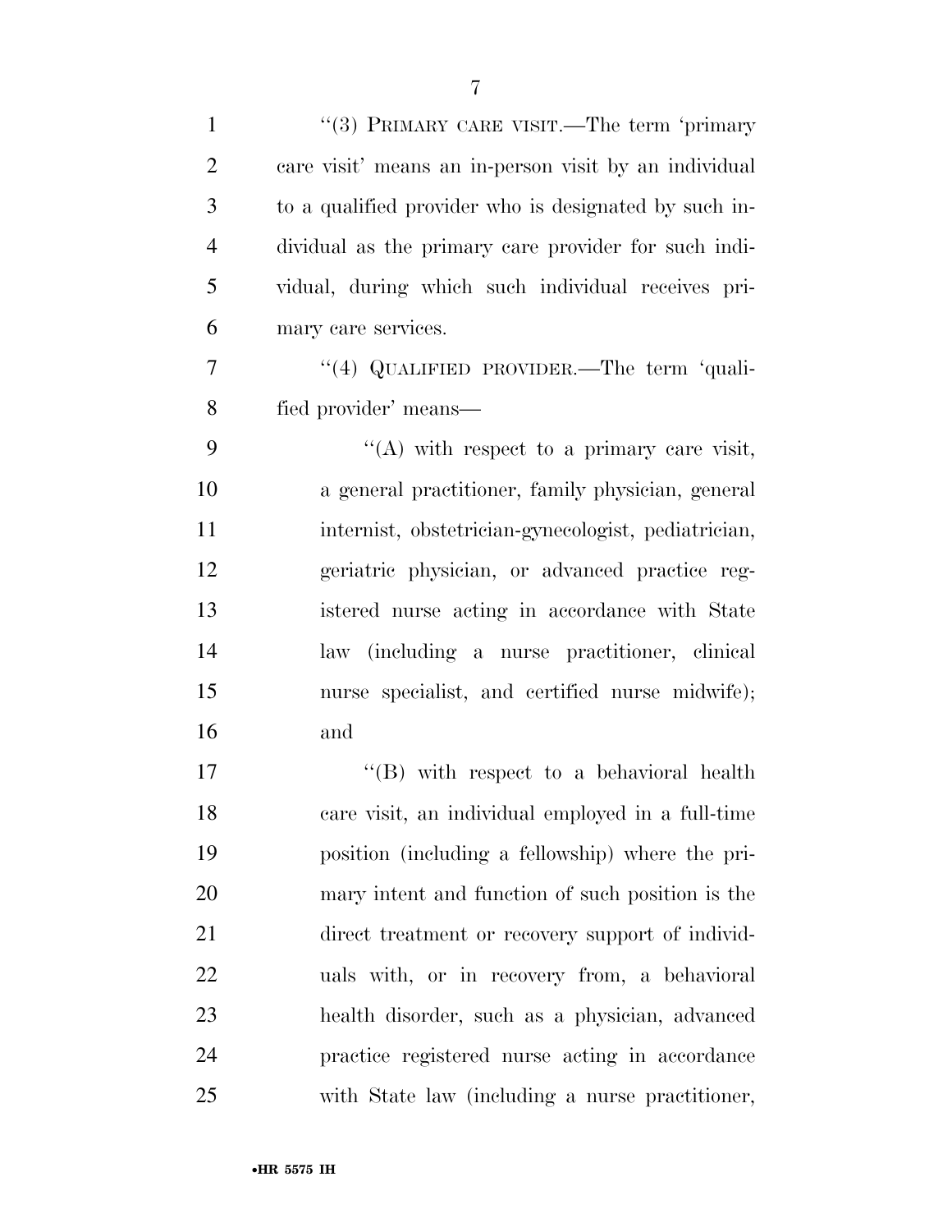"(3) PRIMARY CARE VISIT.—The term 'primary care visit' means an in-person visit by an individual to a qualified provider who is designated by such individual as the primary care provider for such individual, during which such individual receives primary care services.

"(4) QUALIFIED PROVIDER.—The term 'qualified provider' means—

"(A) with respect to a primary care visit, a general practitioner, family physician, general internist, obstetrician-gynecologist, pediatrician, geriatric physician, or advanced practice registered nurse acting in accordance with State law (including a nurse practitioner, clinical nurse specialist, and certified nurse midwife); and

"(B) with respect to a behavioral health care visit, an individual employed in a full-time position (including a fellowship) where the primary intent and function of such position is the direct treatment or recovery support of individuals with, or in recovery from, a behavioral health disorder, such as a physician, advanced practice registered nurse acting in accordance with State law (including a nurse practitioner,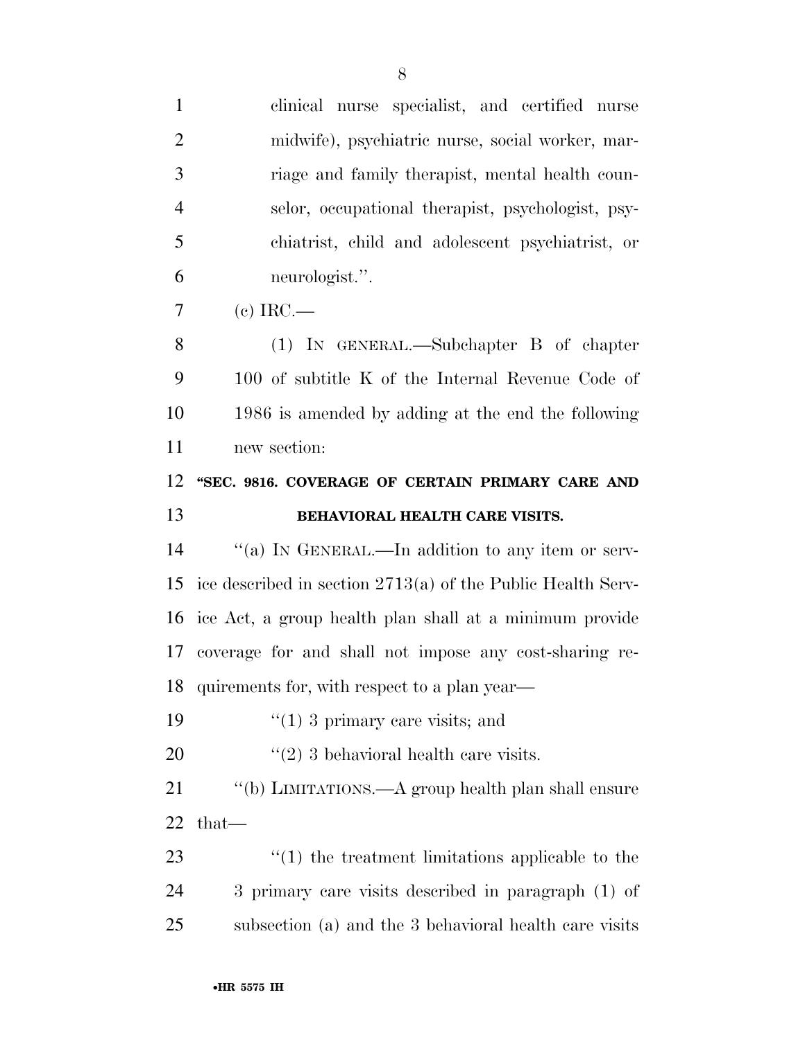clinical nurse specialist, and certified nurse midwife), psychiatric nurse, social worker, marriage and family therapist, mental health counselor, occupational therapist, psychologist, psychiatrist, child and adolescent psychiatrist, or neurologist.''.

(c) IRC.—

(1) IN GENERAL.—Subchapter B of chapter 100 of subtitle K of the Internal Revenue Code of 1986 is amended by adding at the end the following new section:

**''SEC. 9816. COVERAGE OF CERTAIN PRIMARY CARE AND BEHAVIORAL HEALTH CARE VISITS.**

''(a) IN GENERAL.—In addition to any item or service described in section 2713(a) of the Public Health Service Act, a group health plan shall at a minimum provide coverage for and shall not impose any cost-sharing requirements for, with respect to a plan year—

''(1) 3 primary care visits; and

''(2) 3 behavioral health care visits.

''(b) LIMITATIONS.—A group health plan shall ensure that—

''(1) the treatment limitations applicable to the 3 primary care visits described in paragraph (1) of subsection (a) and the 3 behavioral health care visits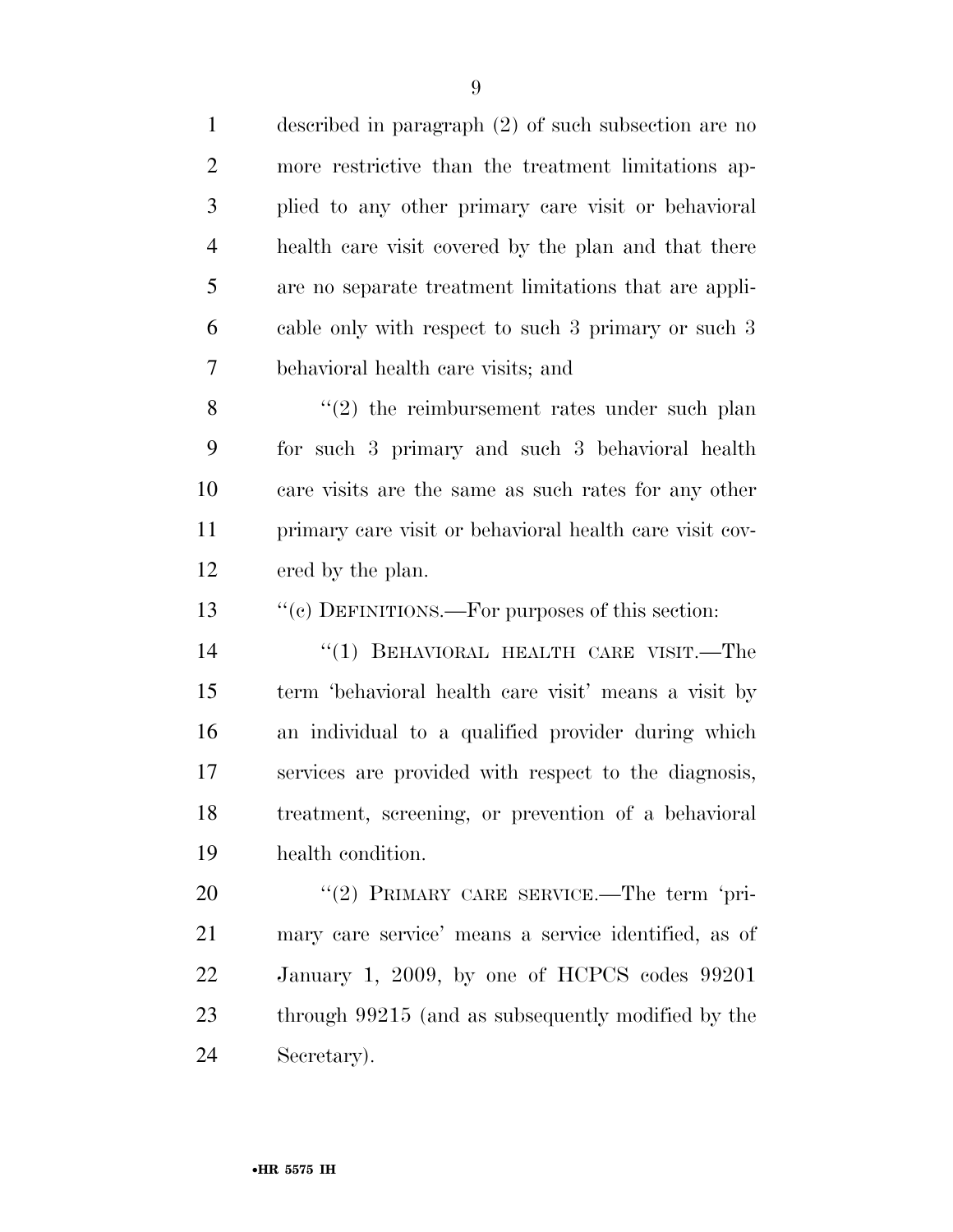described in paragraph (2) of such subsection are no more restrictive than the treatment limitations applied to any other primary care visit or behavioral health care visit covered by the plan and that there are no separate treatment limitations that are applicable only with respect to such 3 primary or such 3 behavioral health care visits; and

"(2) the reimbursement rates under such plan for such 3 primary and such 3 behavioral health care visits are the same as such rates for any other primary care visit or behavioral health care visit covered by the plan.

"(c) DEFINITIONS.—For purposes of this section:

"(1) BEHAVIORAL HEALTH CARE VISIT.—The term 'behavioral health care visit' means a visit by an individual to a qualified provider during which services are provided with respect to the diagnosis, treatment, screening, or prevention of a behavioral health condition.

"(2) PRIMARY CARE SERVICE.—The term 'primary care service' means a service identified, as of January 1, 2009, by one of HCPCS codes 99201 through 99215 (and as subsequently modified by the Secretary).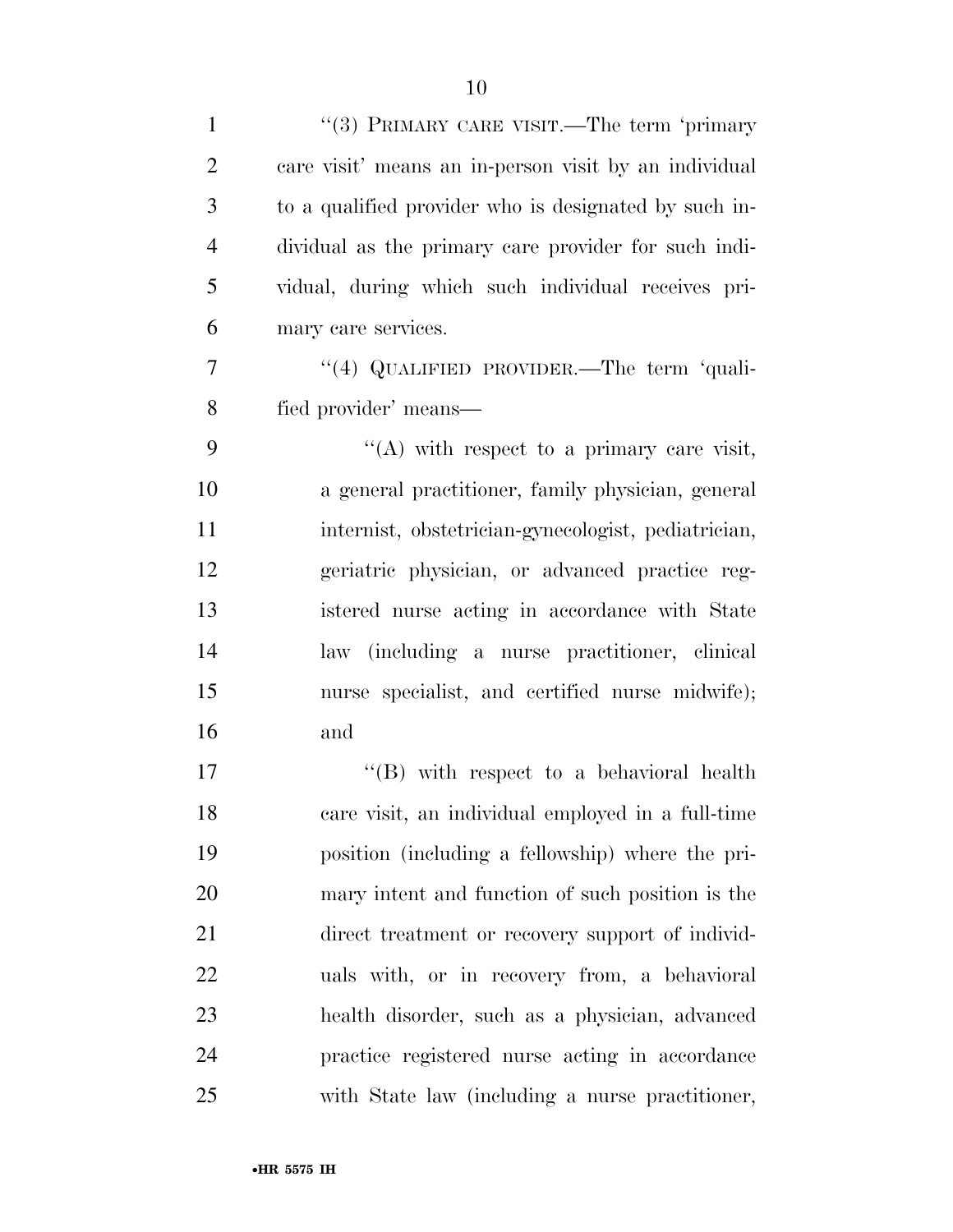''(3) PRIMARY CARE VISIT.—The term 'primary care visit' means an in-person visit by an individual to a qualified provider who is designated by such individual as the primary care provider for such individual, during which such individual receives primary care services.

''(4) QUALIFIED PROVIDER.—The term 'qualified provider' means—

''(A) with respect to a primary care visit, a general practitioner, family physician, general internist, obstetrician-gynecologist, pediatrician, geriatric physician, or advanced practice registered nurse acting in accordance with State law (including a nurse practitioner, clinical nurse specialist, and certified nurse midwife); and

''(B) with respect to a behavioral health care visit, an individual employed in a full-time position (including a fellowship) where the primary intent and function of such position is the direct treatment or recovery support of individuals with, or in recovery from, a behavioral health disorder, such as a physician, advanced practice registered nurse acting in accordance with State law (including a nurse practitioner,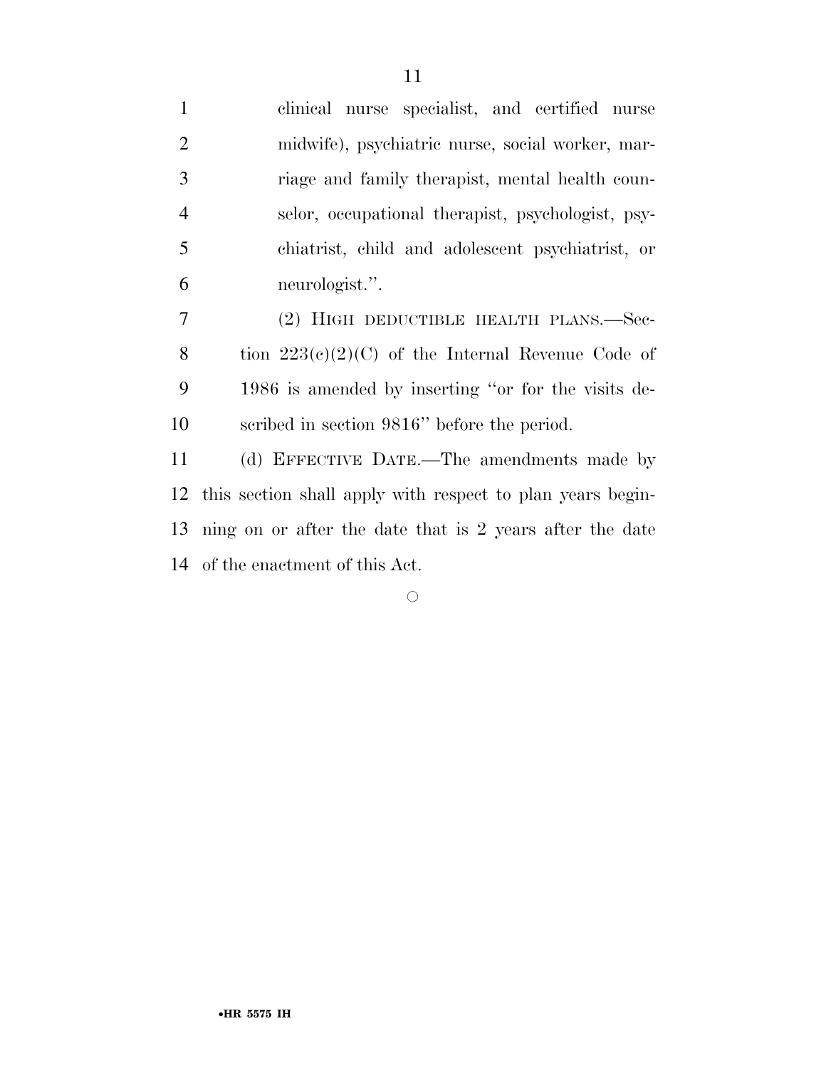clinical nurse specialist, and certified nurse midwife), psychiatric nurse, social worker, marriage and family therapist, mental health counselor, occupational therapist, psychologist, psychiatrist, child and adolescent psychiatrist, or neurologist.''.

(2) HIGH DEDUCTIBLE HEALTH PLANS.—Section 223(c)(2)(C) of the Internal Revenue Code of 1986 is amended by inserting ''or for the visits described in section 9816'' before the period.

(d) EFFECTIVE DATE.—The amendments made by this section shall apply with respect to plan years beginning on or after the date that is 2 years after the date of the enactment of this Act.

○